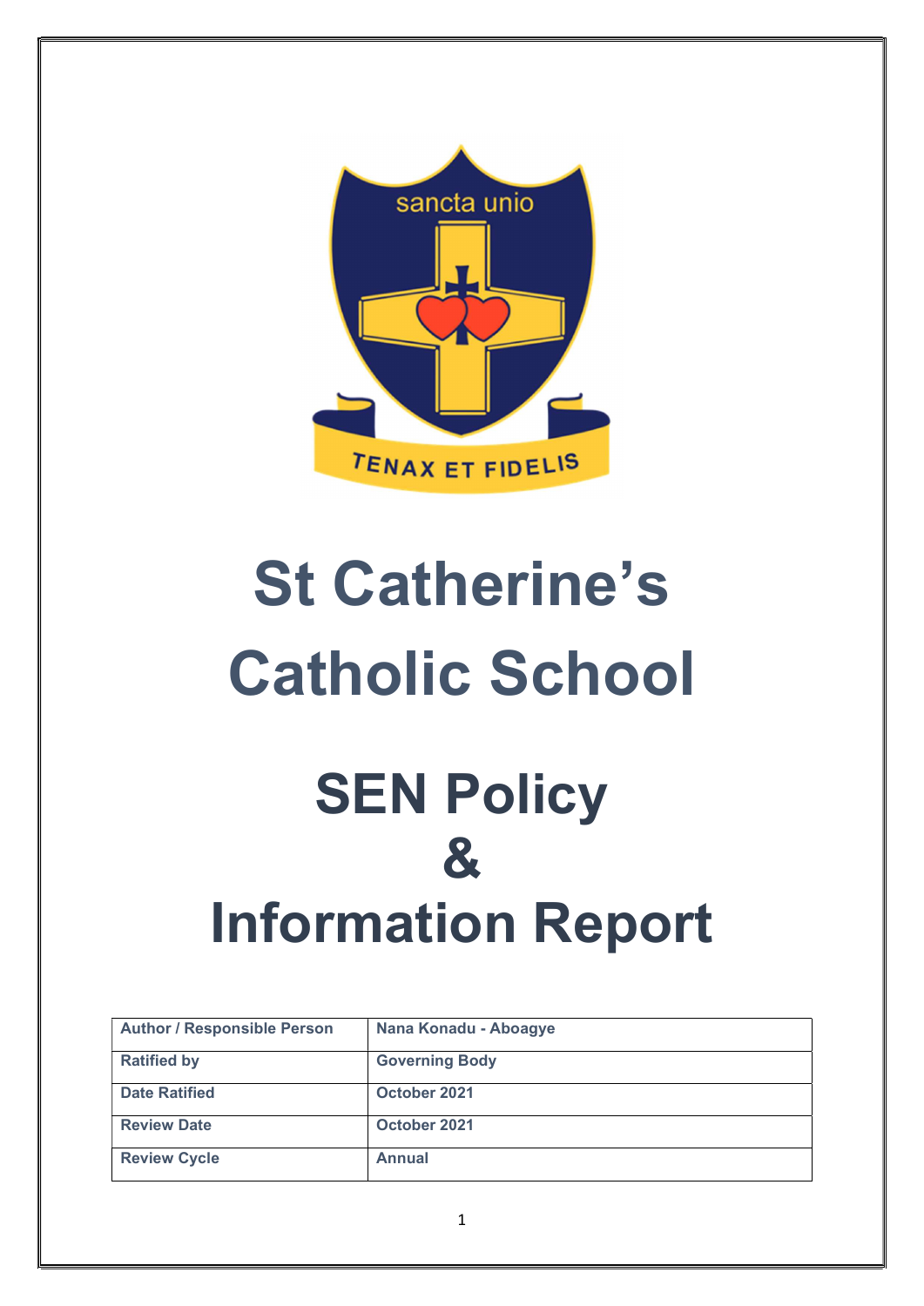# St Catherine's Catholic School

# SEN Policy & Information Report

| Author / Responsible Person | Nana Konadu - Aboagye |
|---|---|
| Ratified by | Governing Body |
| Date Ratified | October 2021 |
| Review Date | October 2021 |
| Review Cycle | Annual |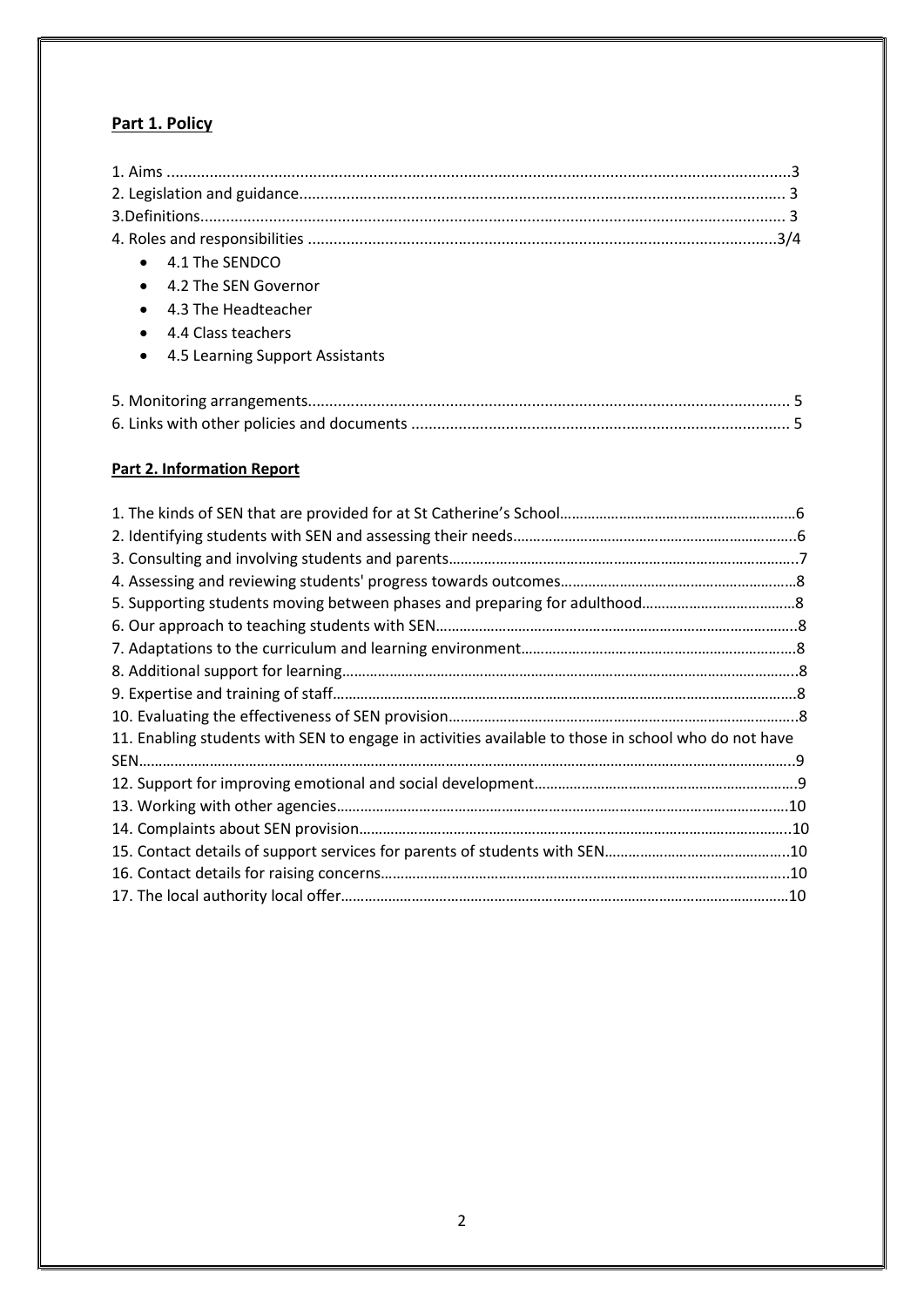**Part 1. Policy**

1. Aims ....................................................................................................................................3
2. Legislation and guidance................................................................................................ 3
3.Definitions......................................................................................................................... 3
4. Roles and responsibilities .............................................................................................3/4
   - 4.1 The SENDCO
   - 4.2 The SEN Governor
   - 4.3 The Headteacher
   - 4.4 Class teachers
   - 4.5 Learning Support Assistants

5. Monitoring arrangements.............................................................................................. 5
6. Links with other policies and documents ..................................................................... 5

**Part 2. Information Report**

1. The kinds of SEN that are provided for at St Catherine's School…………………………………………………6
2. Identifying students with SEN and assessing their needs………………………………………………………….6
3. Consulting and involving students and parents……………………………………………………………………….7
4. Assessing and reviewing students' progress towards outcomes………………………………………………….8
5. Supporting students moving between phases and preparing for adulthood…………………………………8
6. Our approach to teaching students with SEN……………………………………………………………………………8
7. Adaptations to the curriculum and learning environment……………………………………………………….8
8. Additional support for learning……………………………………………………………………………………………….8
9. Expertise and training of staff…………………………………………………………………………………………………8
10. Evaluating the effectiveness of SEN provision…………………………………………………………………………8
11. Enabling students with SEN to engage in activities available to those in school who do not have SEN……………………………………………………………………………………………………………………………………….9
12. Support for improving emotional and social development…………………………………………………….9
13. Working with other agencies………………………………………………………………………………………………10
14. Complaints about SEN provision………………………………………………………………………………………..10
15. Contact details of support services for parents of students with SEN……………………………………..10
16. Contact details for raising concerns……………………………………………………………………………………10
17. The local authority local offer………………………………………………………………………………………………10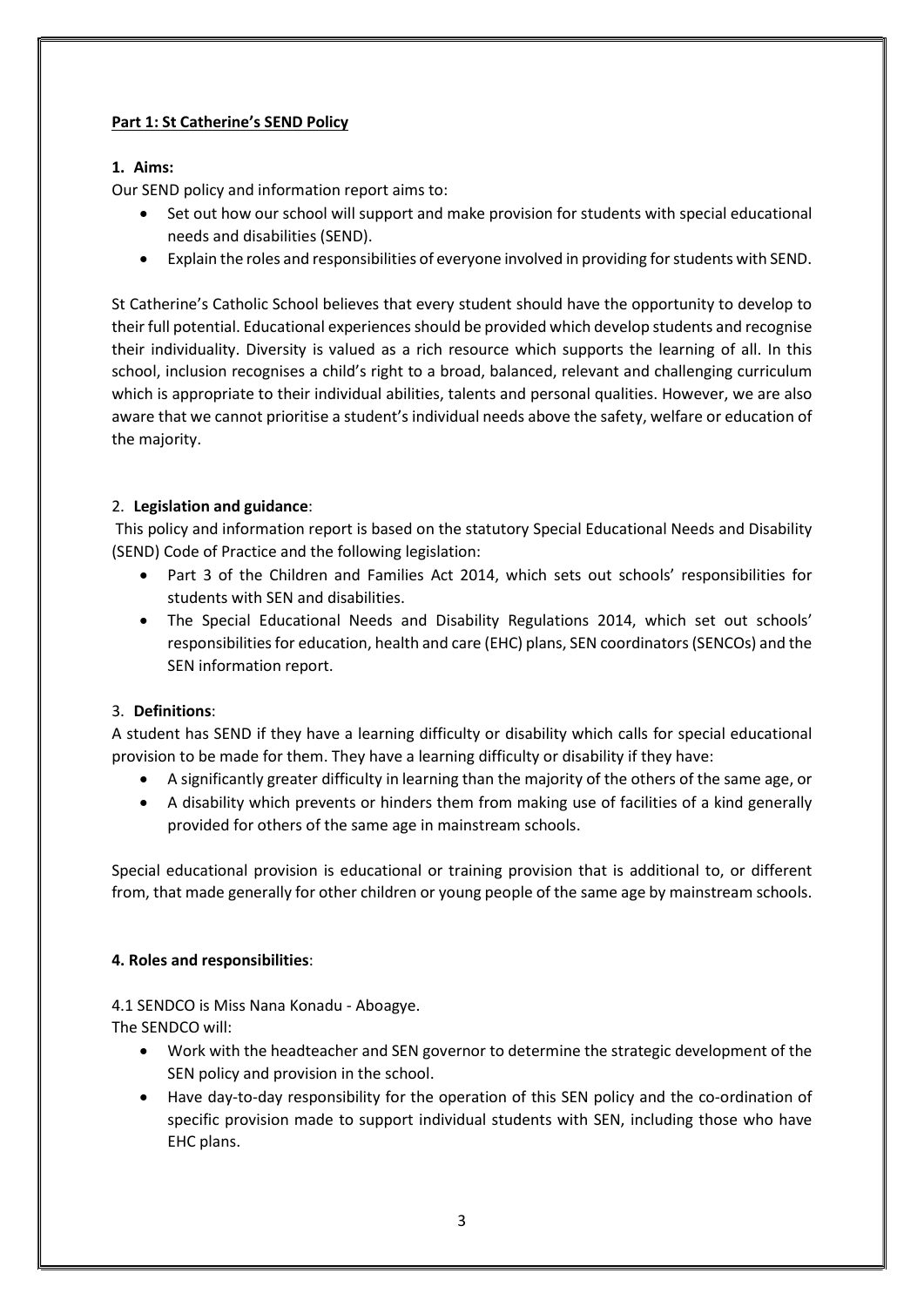**Part 1: St Catherine's SEND Policy**

**1. Aims:**

Our SEND policy and information report aims to:

- Set out how our school will support and make provision for students with special educational needs and disabilities (SEND).
- Explain the roles and responsibilities of everyone involved in providing for students with SEND.

St Catherine's Catholic School believes that every student should have the opportunity to develop to their full potential. Educational experiences should be provided which develop students and recognise their individuality. Diversity is valued as a rich resource which supports the learning of all. In this school, inclusion recognises a child's right to a broad, balanced, relevant and challenging curriculum which is appropriate to their individual abilities, talents and personal qualities. However, we are also aware that we cannot prioritise a student's individual needs above the safety, welfare or education of the majority.

2. **Legislation and guidance**:

This policy and information report is based on the statutory Special Educational Needs and Disability (SEND) Code of Practice and the following legislation:

- Part 3 of the Children and Families Act 2014, which sets out schools' responsibilities for students with SEN and disabilities.
- The Special Educational Needs and Disability Regulations 2014, which set out schools' responsibilities for education, health and care (EHC) plans, SEN coordinators (SENCOs) and the SEN information report.

3. **Definitions**:

A student has SEND if they have a learning difficulty or disability which calls for special educational provision to be made for them. They have a learning difficulty or disability if they have:

- A significantly greater difficulty in learning than the majority of the others of the same age, or
- A disability which prevents or hinders them from making use of facilities of a kind generally provided for others of the same age in mainstream schools.

Special educational provision is educational or training provision that is additional to, or different from, that made generally for other children or young people of the same age by mainstream schools.

**4. Roles and responsibilities**:

4.1 SENDCO is Miss Nana Konadu - Aboagye.

The SENDCO will:

- Work with the headteacher and SEN governor to determine the strategic development of the SEN policy and provision in the school.
- Have day-to-day responsibility for the operation of this SEN policy and the co-ordination of specific provision made to support individual students with SEN, including those who have EHC plans.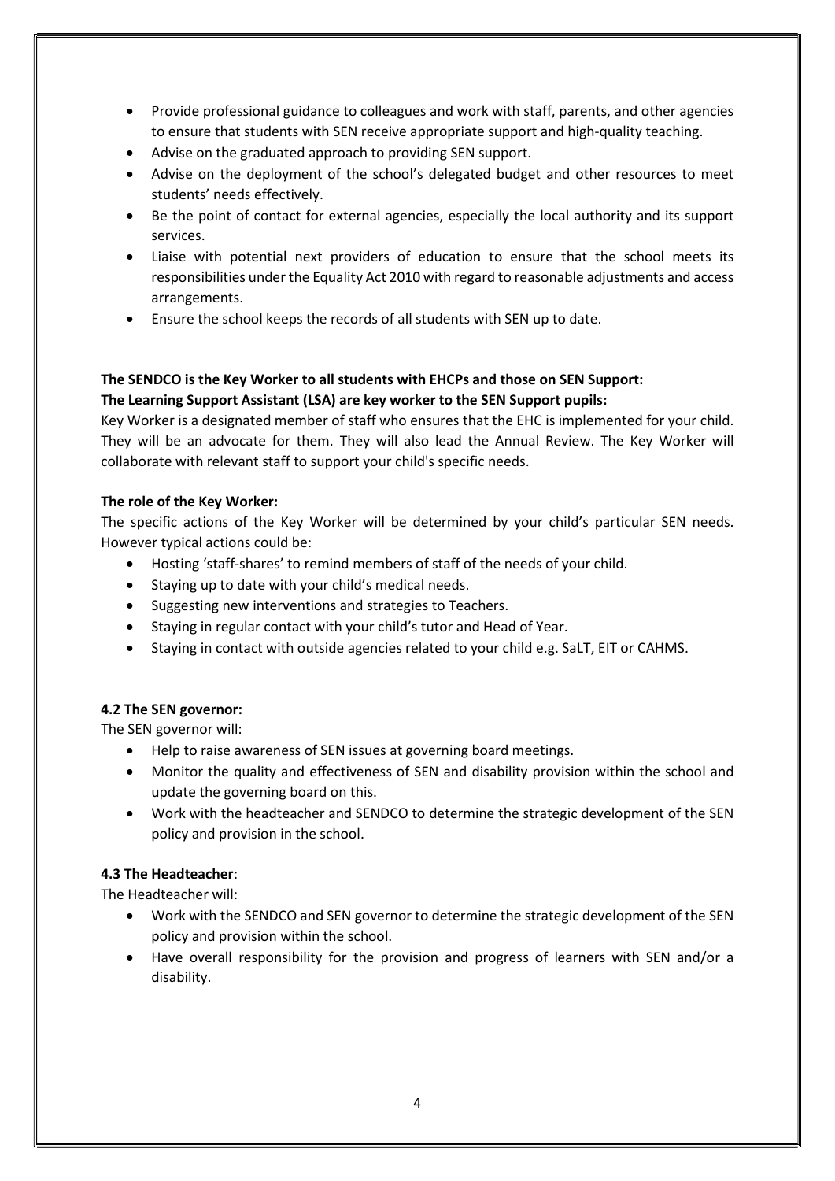- Provide professional guidance to colleagues and work with staff, parents, and other agencies to ensure that students with SEN receive appropriate support and high-quality teaching.
- Advise on the graduated approach to providing SEN support.
- Advise on the deployment of the school's delegated budget and other resources to meet students' needs effectively.
- Be the point of contact for external agencies, especially the local authority and its support services.
- Liaise with potential next providers of education to ensure that the school meets its responsibilities under the Equality Act 2010 with regard to reasonable adjustments and access arrangements.
- Ensure the school keeps the records of all students with SEN up to date.

**The SENDCO is the Key Worker to all students with EHCPs and those on SEN Support:**
**The Learning Support Assistant (LSA) are key worker to the SEN Support pupils:**

Key Worker is a designated member of staff who ensures that the EHC is implemented for your child. They will be an advocate for them. They will also lead the Annual Review. The Key Worker will collaborate with relevant staff to support your child's specific needs.

**The role of the Key Worker:**

The specific actions of the Key Worker will be determined by your child's particular SEN needs. However typical actions could be:

- Hosting 'staff-shares' to remind members of staff of the needs of your child.
- Staying up to date with your child's medical needs.
- Suggesting new interventions and strategies to Teachers.
- Staying in regular contact with your child's tutor and Head of Year.
- Staying in contact with outside agencies related to your child e.g. SaLT, EIT or CAHMS.

### 4.2 The SEN governor:

The SEN governor will:

- Help to raise awareness of SEN issues at governing board meetings.
- Monitor the quality and effectiveness of SEN and disability provision within the school and update the governing board on this.
- Work with the headteacher and SENDCO to determine the strategic development of the SEN policy and provision in the school.

### 4.3 The Headteacher:

The Headteacher will:

- Work with the SENDCO and SEN governor to determine the strategic development of the SEN policy and provision within the school.
- Have overall responsibility for the provision and progress of learners with SEN and/or a disability.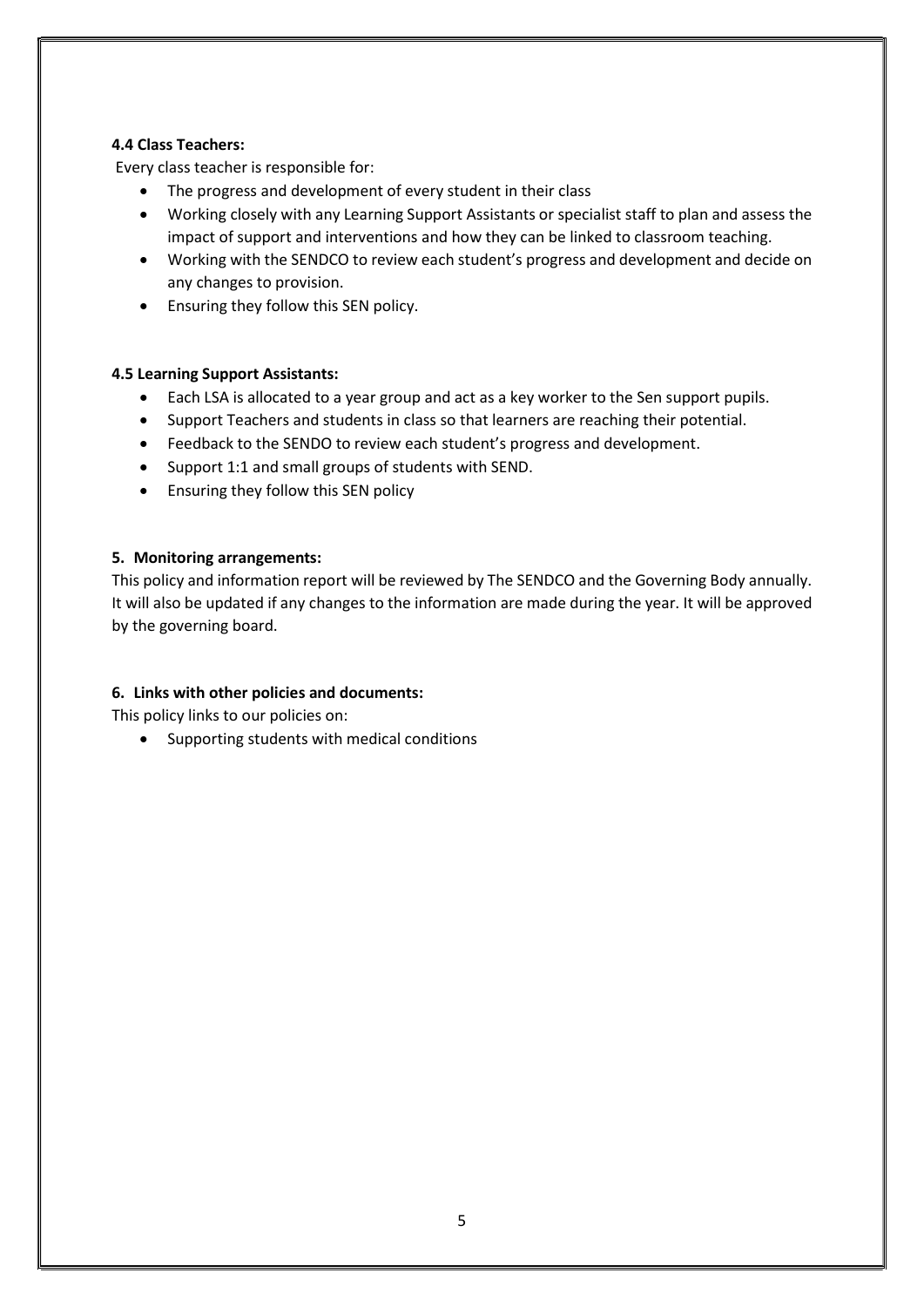**4.4 Class Teachers:**

Every class teacher is responsible for:

- The progress and development of every student in their class
- Working closely with any Learning Support Assistants or specialist staff to plan and assess the impact of support and interventions and how they can be linked to classroom teaching.
- Working with the SENDCO to review each student's progress and development and decide on any changes to provision.
- Ensuring they follow this SEN policy.

**4.5 Learning Support Assistants:**

- Each LSA is allocated to a year group and act as a key worker to the Sen support pupils.
- Support Teachers and students in class so that learners are reaching their potential.
- Feedback to the SENDO to review each student's progress and development.
- Support 1:1 and small groups of students with SEND.
- Ensuring they follow this SEN policy

**5. Monitoring arrangements:**

This policy and information report will be reviewed by The SENDCO and the Governing Body annually. It will also be updated if any changes to the information are made during the year. It will be approved by the governing board.

**6. Links with other policies and documents:**

This policy links to our policies on:

- Supporting students with medical conditions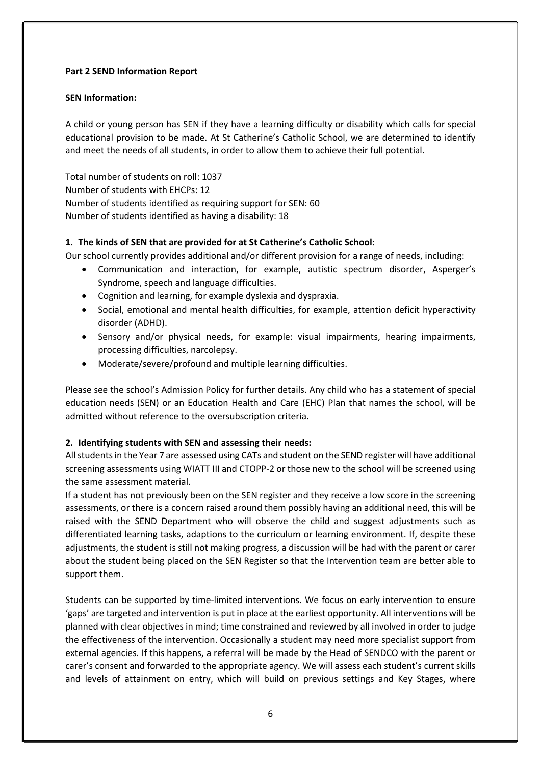**Part 2 SEND Information Report**

**SEN Information:**

A child or young person has SEN if they have a learning difficulty or disability which calls for special educational provision to be made. At St Catherine's Catholic School, we are determined to identify and meet the needs of all students, in order to allow them to achieve their full potential.

Total number of students on roll: 1037
Number of students with EHCPs: 12
Number of students identified as requiring support for SEN: 60
Number of students identified as having a disability: 18

**1. The kinds of SEN that are provided for at St Catherine's Catholic School:**

Our school currently provides additional and/or different provision for a range of needs, including:

- Communication and interaction, for example, autistic spectrum disorder, Asperger's Syndrome, speech and language difficulties.
- Cognition and learning, for example dyslexia and dyspraxia.
- Social, emotional and mental health difficulties, for example, attention deficit hyperactivity disorder (ADHD).
- Sensory and/or physical needs, for example: visual impairments, hearing impairments, processing difficulties, narcolepsy.
- Moderate/severe/profound and multiple learning difficulties.

Please see the school's Admission Policy for further details. Any child who has a statement of special education needs (SEN) or an Education Health and Care (EHC) Plan that names the school, will be admitted without reference to the oversubscription criteria.

**2. Identifying students with SEN and assessing their needs:**

All students in the Year 7 are assessed using CATs and student on the SEND register will have additional screening assessments using WIATT III and CTOPP-2 or those new to the school will be screened using the same assessment material.

If a student has not previously been on the SEN register and they receive a low score in the screening assessments, or there is a concern raised around them possibly having an additional need, this will be raised with the SEND Department who will observe the child and suggest adjustments such as differentiated learning tasks, adaptions to the curriculum or learning environment. If, despite these adjustments, the student is still not making progress, a discussion will be had with the parent or carer about the student being placed on the SEN Register so that the Intervention team are better able to support them.

Students can be supported by time-limited interventions. We focus on early intervention to ensure 'gaps' are targeted and intervention is put in place at the earliest opportunity. All interventions will be planned with clear objectives in mind; time constrained and reviewed by all involved in order to judge the effectiveness of the intervention. Occasionally a student may need more specialist support from external agencies. If this happens, a referral will be made by the Head of SENDCO with the parent or carer's consent and forwarded to the appropriate agency. We will assess each student's current skills and levels of attainment on entry, which will build on previous settings and Key Stages, where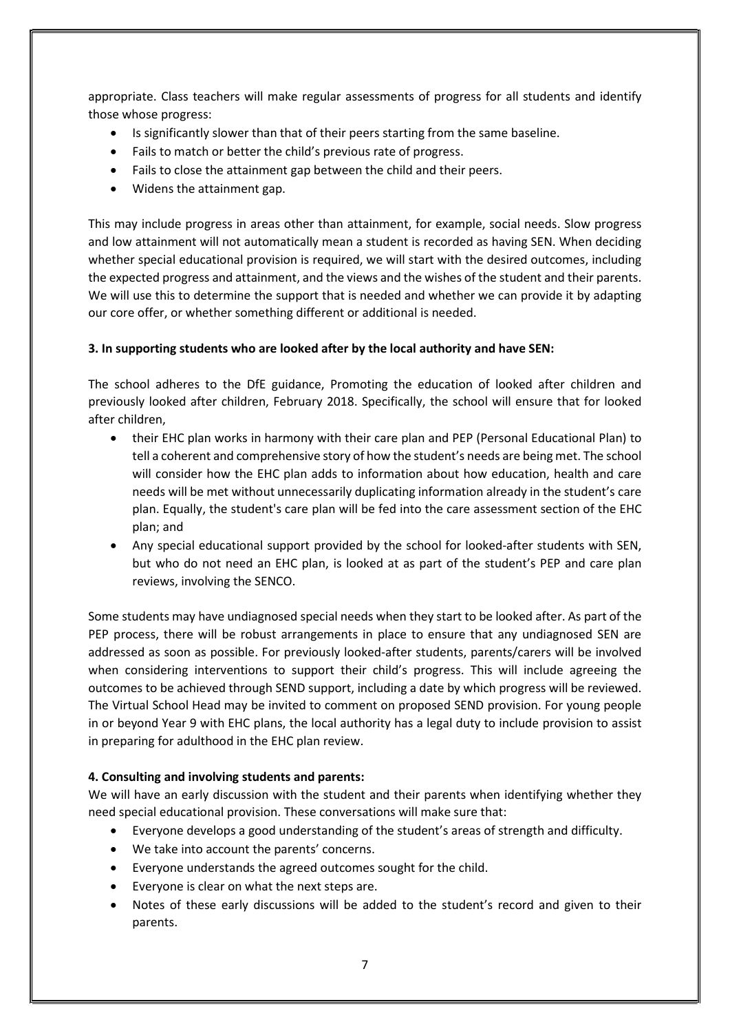appropriate. Class teachers will make regular assessments of progress for all students and identify those whose progress:

- Is significantly slower than that of their peers starting from the same baseline.
- Fails to match or better the child's previous rate of progress.
- Fails to close the attainment gap between the child and their peers.
- Widens the attainment gap.

This may include progress in areas other than attainment, for example, social needs. Slow progress and low attainment will not automatically mean a student is recorded as having SEN. When deciding whether special educational provision is required, we will start with the desired outcomes, including the expected progress and attainment, and the views and the wishes of the student and their parents. We will use this to determine the support that is needed and whether we can provide it by adapting our core offer, or whether something different or additional is needed.

**3. In supporting students who are looked after by the local authority and have SEN:**

The school adheres to the DfE guidance, Promoting the education of looked after children and previously looked after children, February 2018. Specifically, the school will ensure that for looked after children,

- their EHC plan works in harmony with their care plan and PEP (Personal Educational Plan) to tell a coherent and comprehensive story of how the student's needs are being met. The school will consider how the EHC plan adds to information about how education, health and care needs will be met without unnecessarily duplicating information already in the student's care plan. Equally, the student's care plan will be fed into the care assessment section of the EHC plan; and
- Any special educational support provided by the school for looked-after students with SEN, but who do not need an EHC plan, is looked at as part of the student's PEP and care plan reviews, involving the SENCO.

Some students may have undiagnosed special needs when they start to be looked after. As part of the PEP process, there will be robust arrangements in place to ensure that any undiagnosed SEN are addressed as soon as possible. For previously looked-after students, parents/carers will be involved when considering interventions to support their child's progress. This will include agreeing the outcomes to be achieved through SEND support, including a date by which progress will be reviewed. The Virtual School Head may be invited to comment on proposed SEND provision. For young people in or beyond Year 9 with EHC plans, the local authority has a legal duty to include provision to assist in preparing for adulthood in the EHC plan review.

**4. Consulting and involving students and parents:**

We will have an early discussion with the student and their parents when identifying whether they need special educational provision. These conversations will make sure that:

- Everyone develops a good understanding of the student's areas of strength and difficulty.
- We take into account the parents' concerns.
- Everyone understands the agreed outcomes sought for the child.
- Everyone is clear on what the next steps are.
- Notes of these early discussions will be added to the student's record and given to their parents.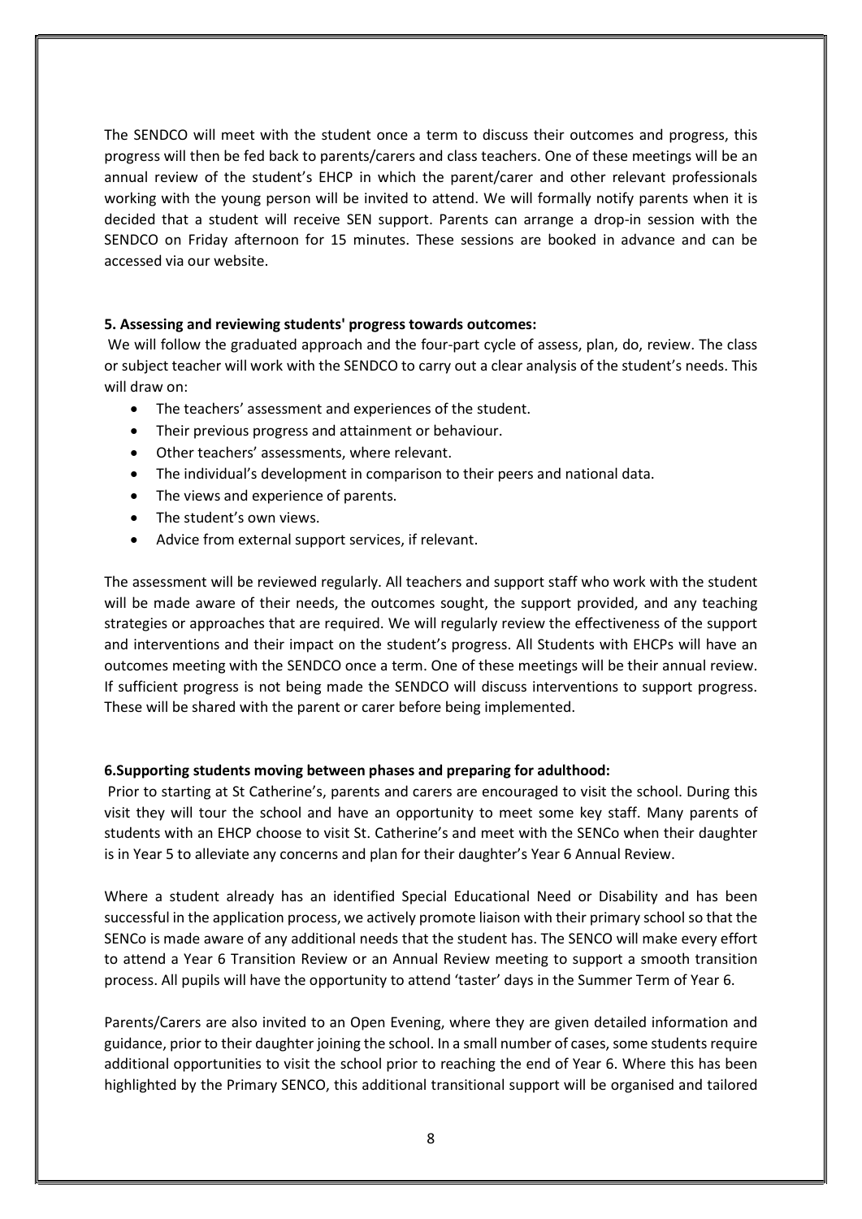The SENDCO will meet with the student once a term to discuss their outcomes and progress, this progress will then be fed back to parents/carers and class teachers. One of these meetings will be an annual review of the student's EHCP in which the parent/carer and other relevant professionals working with the young person will be invited to attend. We will formally notify parents when it is decided that a student will receive SEN support. Parents can arrange a drop-in session with the SENDCO on Friday afternoon for 15 minutes. These sessions are booked in advance and can be accessed via our website.

**5. Assessing and reviewing students' progress towards outcomes:**

We will follow the graduated approach and the four-part cycle of assess, plan, do, review. The class or subject teacher will work with the SENDCO to carry out a clear analysis of the student's needs. This will draw on:

- The teachers' assessment and experiences of the student.
- Their previous progress and attainment or behaviour.
- Other teachers' assessments, where relevant.
- The individual's development in comparison to their peers and national data.
- The views and experience of parents.
- The student's own views.
- Advice from external support services, if relevant.

The assessment will be reviewed regularly. All teachers and support staff who work with the student will be made aware of their needs, the outcomes sought, the support provided, and any teaching strategies or approaches that are required. We will regularly review the effectiveness of the support and interventions and their impact on the student's progress. All Students with EHCPs will have an outcomes meeting with the SENDCO once a term. One of these meetings will be their annual review. If sufficient progress is not being made the SENDCO will discuss interventions to support progress. These will be shared with the parent or carer before being implemented.

**6.Supporting students moving between phases and preparing for adulthood:**

Prior to starting at St Catherine's, parents and carers are encouraged to visit the school. During this visit they will tour the school and have an opportunity to meet some key staff. Many parents of students with an EHCP choose to visit St. Catherine's and meet with the SENCo when their daughter is in Year 5 to alleviate any concerns and plan for their daughter's Year 6 Annual Review.

Where a student already has an identified Special Educational Need or Disability and has been successful in the application process, we actively promote liaison with their primary school so that the SENCo is made aware of any additional needs that the student has. The SENCO will make every effort to attend a Year 6 Transition Review or an Annual Review meeting to support a smooth transition process. All pupils will have the opportunity to attend 'taster' days in the Summer Term of Year 6.

Parents/Carers are also invited to an Open Evening, where they are given detailed information and guidance, prior to their daughter joining the school. In a small number of cases, some students require additional opportunities to visit the school prior to reaching the end of Year 6. Where this has been highlighted by the Primary SENCO, this additional transitional support will be organised and tailored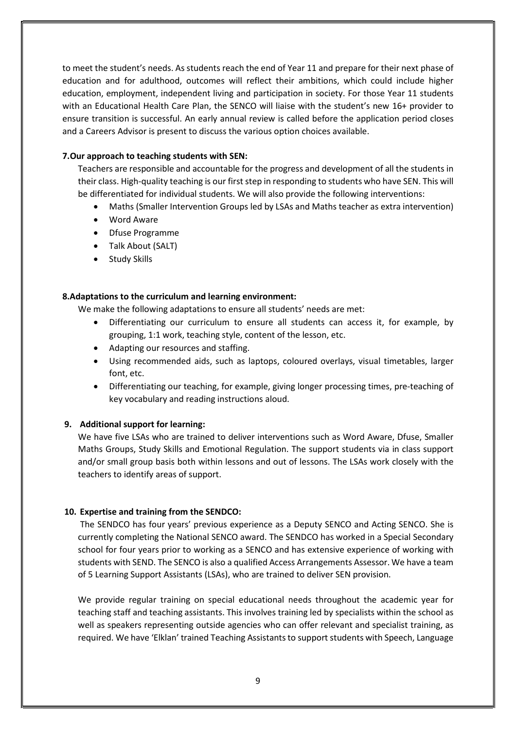to meet the student's needs. As students reach the end of Year 11 and prepare for their next phase of education and for adulthood, outcomes will reflect their ambitions, which could include higher education, employment, independent living and participation in society. For those Year 11 students with an Educational Health Care Plan, the SENCO will liaise with the student's new 16+ provider to ensure transition is successful. An early annual review is called before the application period closes and a Careers Advisor is present to discuss the various option choices available.

**7.Our approach to teaching students with SEN:**

Teachers are responsible and accountable for the progress and development of all the students in their class. High-quality teaching is our first step in responding to students who have SEN. This will be differentiated for individual students. We will also provide the following interventions:

- Maths (Smaller Intervention Groups led by LSAs and Maths teacher as extra intervention)
- Word Aware
- Dfuse Programme
- Talk About (SALT)
- Study Skills

**8.Adaptations to the curriculum and learning environment:**

We make the following adaptations to ensure all students' needs are met:

- Differentiating our curriculum to ensure all students can access it, for example, by grouping, 1:1 work, teaching style, content of the lesson, etc.
- Adapting our resources and staffing.
- Using recommended aids, such as laptops, coloured overlays, visual timetables, larger font, etc.
- Differentiating our teaching, for example, giving longer processing times, pre-teaching of key vocabulary and reading instructions aloud.

**9. Additional support for learning:**

We have five LSAs who are trained to deliver interventions such as Word Aware, Dfuse, Smaller Maths Groups, Study Skills and Emotional Regulation. The support students via in class support and/or small group basis both within lessons and out of lessons. The LSAs work closely with the teachers to identify areas of support.

**10. Expertise and training from the SENDCO:**

The SENDCO has four years' previous experience as a Deputy SENCO and Acting SENCO. She is currently completing the National SENCO award. The SENDCO has worked in a Special Secondary school for four years prior to working as a SENCO and has extensive experience of working with students with SEND. The SENCO is also a qualified Access Arrangements Assessor. We have a team of 5 Learning Support Assistants (LSAs), who are trained to deliver SEN provision.

We provide regular training on special educational needs throughout the academic year for teaching staff and teaching assistants. This involves training led by specialists within the school as well as speakers representing outside agencies who can offer relevant and specialist training, as required. We have 'Elklan' trained Teaching Assistants to support students with Speech, Language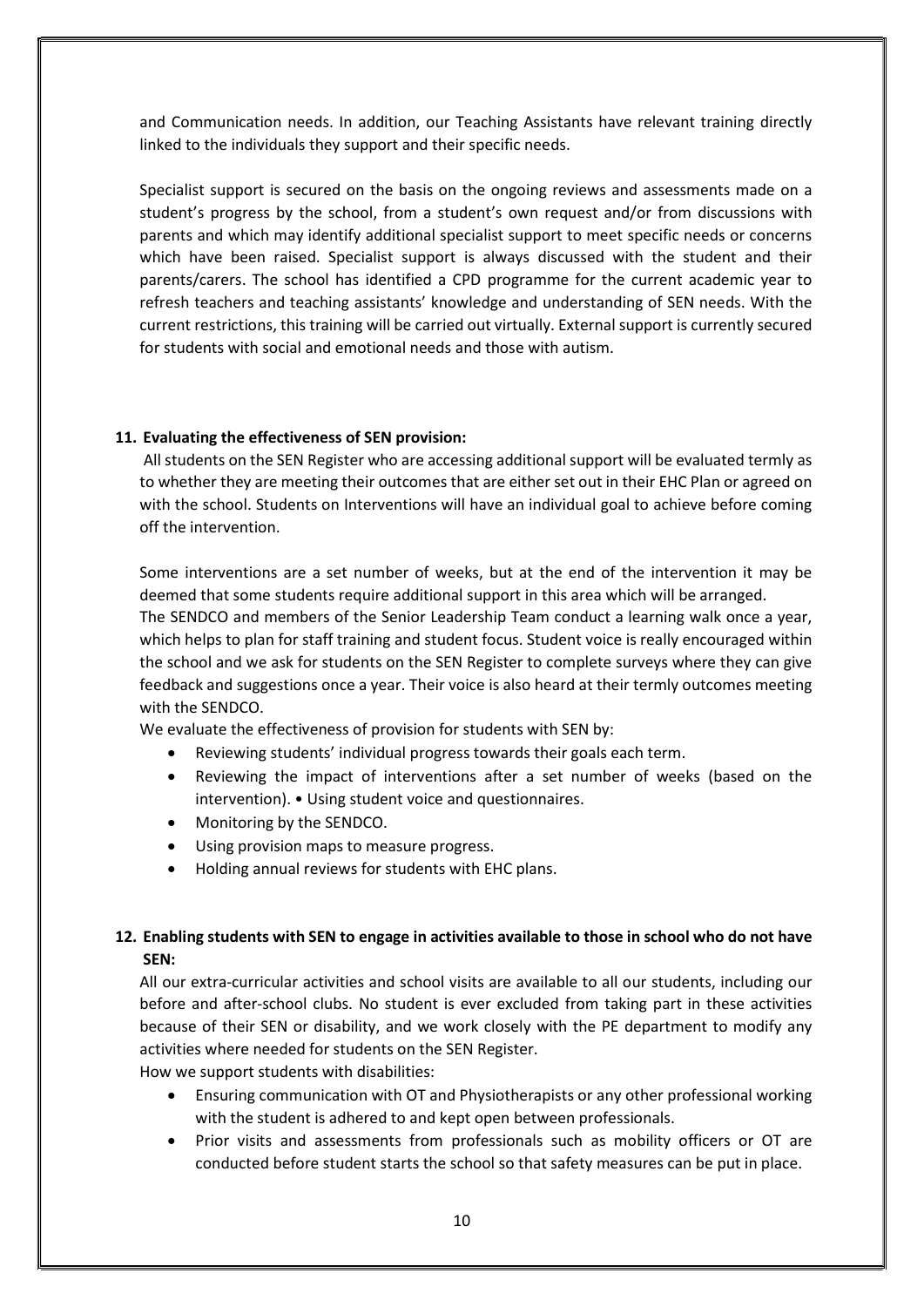and Communication needs. In addition, our Teaching Assistants have relevant training directly linked to the individuals they support and their specific needs.

Specialist support is secured on the basis on the ongoing reviews and assessments made on a student's progress by the school, from a student's own request and/or from discussions with parents and which may identify additional specialist support to meet specific needs or concerns which have been raised. Specialist support is always discussed with the student and their parents/carers. The school has identified a CPD programme for the current academic year to refresh teachers and teaching assistants' knowledge and understanding of SEN needs. With the current restrictions, this training will be carried out virtually. External support is currently secured for students with social and emotional needs and those with autism.

### 11. Evaluating the effectiveness of SEN provision:

All students on the SEN Register who are accessing additional support will be evaluated termly as to whether they are meeting their outcomes that are either set out in their EHC Plan or agreed on with the school. Students on Interventions will have an individual goal to achieve before coming off the intervention.

Some interventions are a set number of weeks, but at the end of the intervention it may be deemed that some students require additional support in this area which will be arranged.
The SENDCO and members of the Senior Leadership Team conduct a learning walk once a year, which helps to plan for staff training and student focus. Student voice is really encouraged within the school and we ask for students on the SEN Register to complete surveys where they can give feedback and suggestions once a year. Their voice is also heard at their termly outcomes meeting with the SENDCO.

We evaluate the effectiveness of provision for students with SEN by:

- Reviewing students' individual progress towards their goals each term.
- Reviewing the impact of interventions after a set number of weeks (based on the intervention). • Using student voice and questionnaires.
- Monitoring by the SENDCO.
- Using provision maps to measure progress.
- Holding annual reviews for students with EHC plans.

### 12. Enabling students with SEN to engage in activities available to those in school who do not have SEN:

All our extra-curricular activities and school visits are available to all our students, including our before and after-school clubs. No student is ever excluded from taking part in these activities because of their SEN or disability, and we work closely with the PE department to modify any activities where needed for students on the SEN Register.

How we support students with disabilities:

- Ensuring communication with OT and Physiotherapists or any other professional working with the student is adhered to and kept open between professionals.
- Prior visits and assessments from professionals such as mobility officers or OT are conducted before student starts the school so that safety measures can be put in place.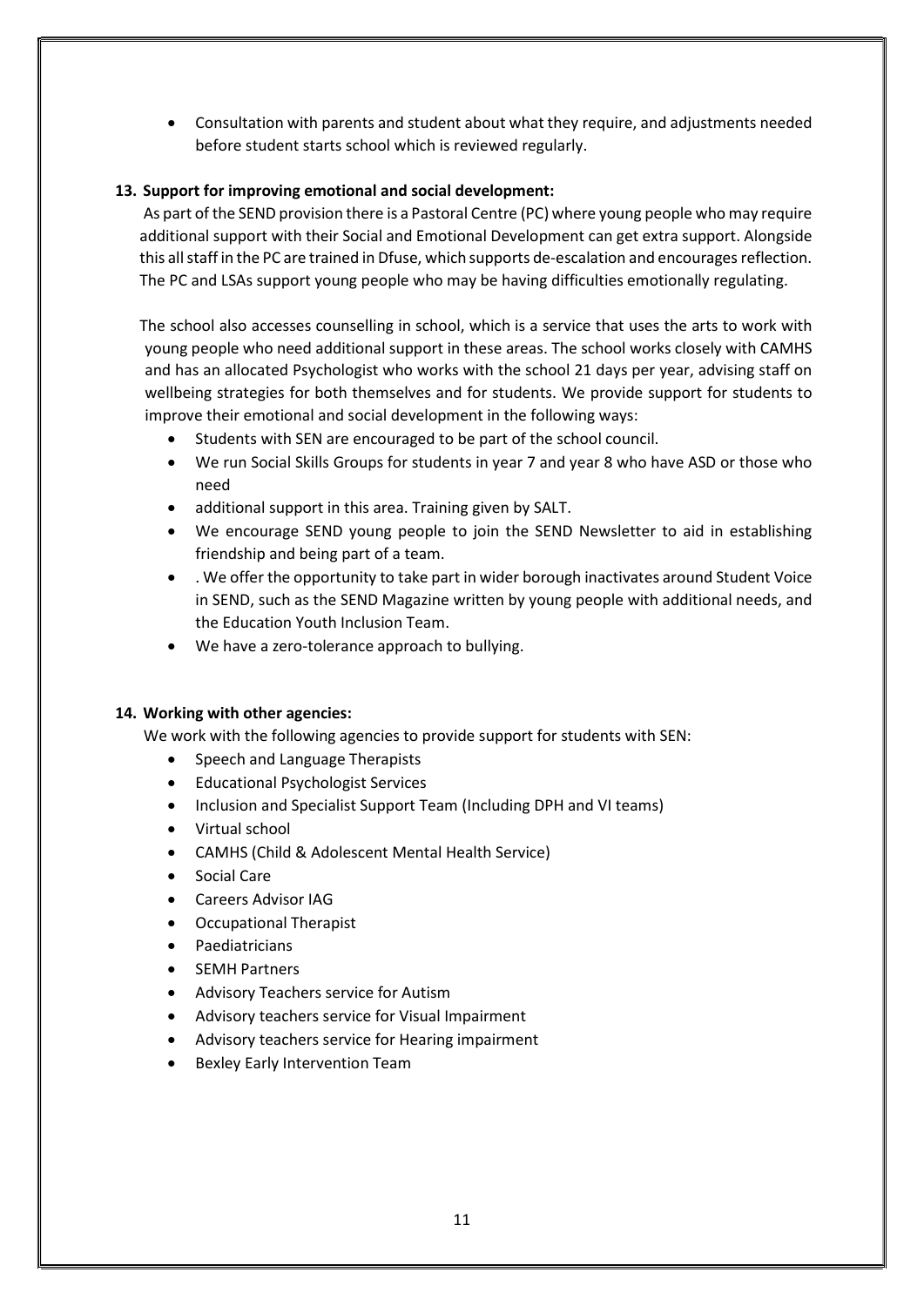- Consultation with parents and student about what they require, and adjustments needed before student starts school which is reviewed regularly.

**13. Support for improving emotional and social development:**

As part of the SEND provision there is a Pastoral Centre (PC) where young people who may require additional support with their Social and Emotional Development can get extra support. Alongside this all staff in the PC are trained in Dfuse, which supports de-escalation and encourages reflection. The PC and LSAs support young people who may be having difficulties emotionally regulating.

The school also accesses counselling in school, which is a service that uses the arts to work with young people who need additional support in these areas. The school works closely with CAMHS and has an allocated Psychologist who works with the school 21 days per year, advising staff on wellbeing strategies for both themselves and for students. We provide support for students to improve their emotional and social development in the following ways:

- Students with SEN are encouraged to be part of the school council.
- We run Social Skills Groups for students in year 7 and year 8 who have ASD or those who need
- additional support in this area. Training given by SALT.
- We encourage SEND young people to join the SEND Newsletter to aid in establishing friendship and being part of a team.
- . We offer the opportunity to take part in wider borough inactivates around Student Voice in SEND, such as the SEND Magazine written by young people with additional needs, and the Education Youth Inclusion Team.
- We have a zero-tolerance approach to bullying.

**14. Working with other agencies:**

We work with the following agencies to provide support for students with SEN:

- Speech and Language Therapists
- Educational Psychologist Services
- Inclusion and Specialist Support Team (Including DPH and VI teams)
- Virtual school
- CAMHS (Child & Adolescent Mental Health Service)
- Social Care
- Careers Advisor IAG
- Occupational Therapist
- Paediatricians
- SEMH Partners
- Advisory Teachers service for Autism
- Advisory teachers service for Visual Impairment
- Advisory teachers service for Hearing impairment
- Bexley Early Intervention Team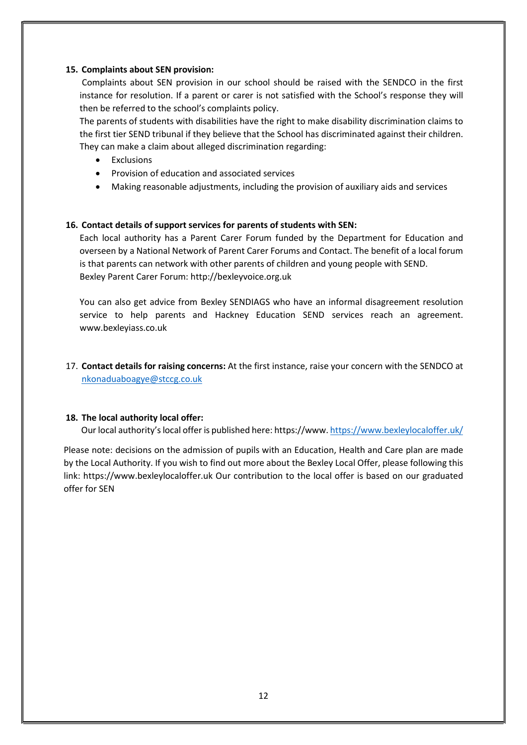## 15. Complaints about SEN provision:

Complaints about SEN provision in our school should be raised with the SENDCO in the first instance for resolution. If a parent or carer is not satisfied with the School's response they will then be referred to the school's complaints policy.

The parents of students with disabilities have the right to make disability discrimination claims to the first tier SEND tribunal if they believe that the School has discriminated against their children. They can make a claim about alleged discrimination regarding:

- Exclusions
- Provision of education and associated services
- Making reasonable adjustments, including the provision of auxiliary aids and services

## 16. Contact details of support services for parents of students with SEN:

Each local authority has a Parent Carer Forum funded by the Department for Education and overseen by a National Network of Parent Carer Forums and Contact. The benefit of a local forum is that parents can network with other parents of children and young people with SEND.
Bexley Parent Carer Forum: http://bexleyvoice.org.uk

You can also get advice from Bexley SENDIAGS who have an informal disagreement resolution service to help parents and Hackney Education SEND services reach an agreement. www.bexleyiass.co.uk

17. **Contact details for raising concerns:** At the first instance, raise your concern with the SENDCO at nkonaduaboagye@stccg.co.uk

## 18. The local authority local offer:

Our local authority's local offer is published here: https://www. https://www.bexleylocaloffer.uk/

Please note: decisions on the admission of pupils with an Education, Health and Care plan are made by the Local Authority. If you wish to find out more about the Bexley Local Offer, please following this link: https://www.bexleylocaloffer.uk Our contribution to the local offer is based on our graduated offer for SEN